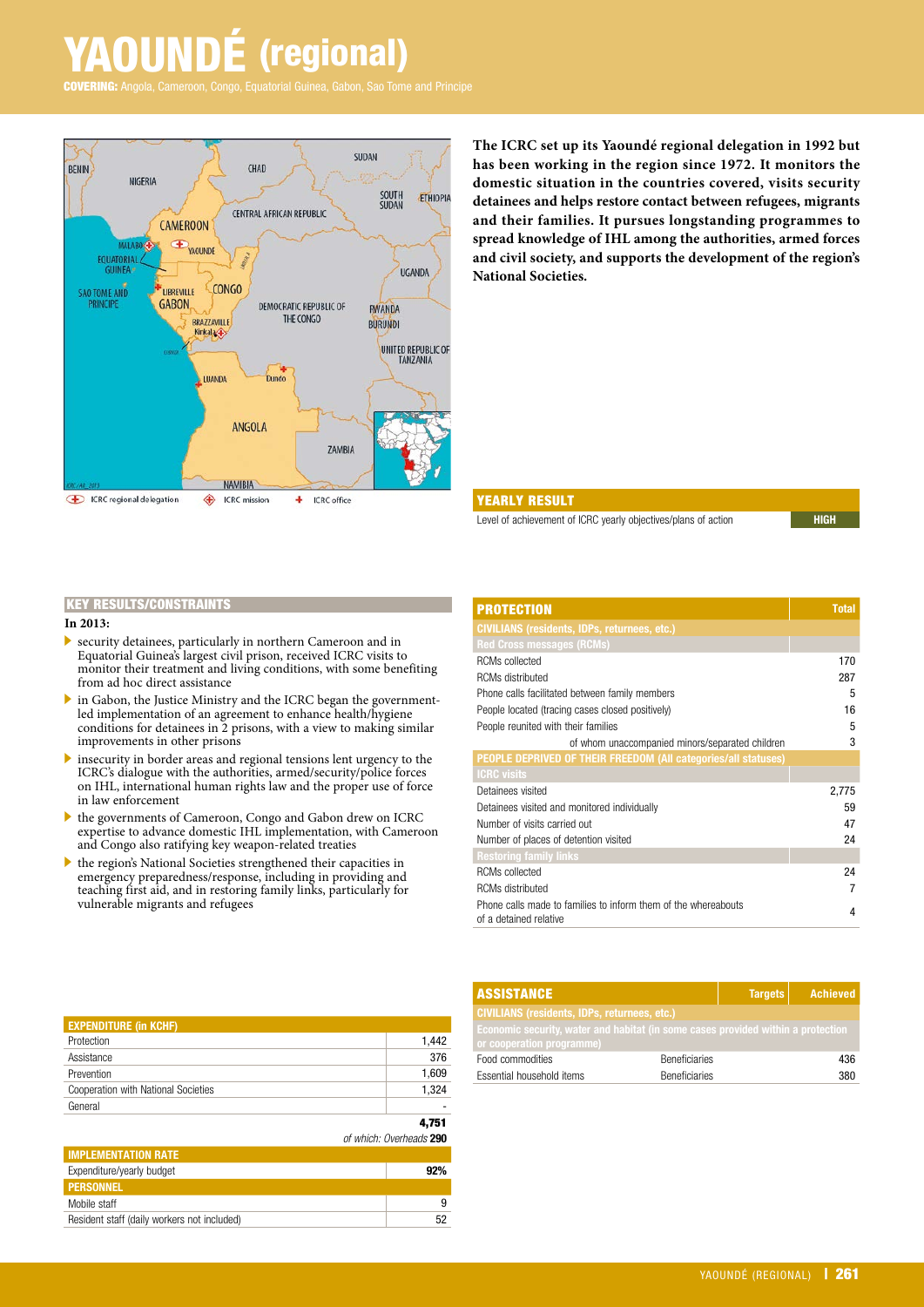# YAOUNDÉ (regional)

**COVERING:** Angola, Cameroon, Congo, Equatorial Guinea, Gabon, Sao Tome and Principe

**The ICRC set up its Yaoundé regional delegation in 1992 but has been working in the region since 1972. It monitors the domestic situation in the countries covered, visits security detainees and helps restore contact between refugees, migrants and their families. It pursues longstanding programmes to spread knowledge of IHL among the authorities, armed forces and civil society, and supports the development of the region's National Societies.**

## YEARLY RESULT

| Level of achievement of ICRC yearly objectives/plans of action | HIGH |
| --- | --- |

## KEY RESULTS/CONSTRAINTS

**In 2013:**

- security detainees, particularly in northern Cameroon and in Equatorial Guinea's largest civil prison, received ICRC visits to monitor their treatment and living conditions, with some benefiting from ad hoc direct assistance
- in Gabon, the Justice Ministry and the ICRC began the government-led implementation of an agreement to enhance health/hygiene conditions for detainees in 2 prisons, with a view to making similar improvements in other prisons
- insecurity in border areas and regional tensions lent urgency to the ICRC's dialogue with the authorities, armed/security/police forces on IHL, international human rights law and the proper use of force in law enforcement
- the governments of Cameroon, Congo and Gabon drew on ICRC expertise to advance domestic IHL implementation, with Cameroon and Congo also ratifying key weapon-related treaties
- the region's National Societies strengthened their capacities in emergency preparedness/response, including in providing and teaching first aid, and in restoring family links, particularly for vulnerable migrants and refugees

## PROTECTION

| PROTECTION | Total |
| --- | --- |
| **CIVILIANS (residents, IDPs, returnees, etc.)** | |
| **Red Cross messages (RCMs)** | |
| RCMs collected | 170 |
| RCMs distributed | 287 |
| Phone calls facilitated between family members | 5 |
| People located (tracing cases closed positively) | 16 |
| People reunited with their families | 5 |
| of whom unaccompanied minors/separated children | 3 |
| **PEOPLE DEPRIVED OF THEIR FREEDOM (All categories/all statuses)** | |
| **ICRC visits** | |
| Detainees visited | 2,775 |
| Detainees visited and monitored individually | 59 |
| Number of visits carried out | 47 |
| Number of places of detention visited | 24 |
| **Restoring family links** | |
| RCMs collected | 24 |
| RCMs distributed | 7 |
| Phone calls made to families to inform them of the whereabouts of a detained relative | 4 |

## EXPENDITURE (in KCHF)

| EXPENDITURE (in KCHF) | |
| --- | --- |
| Protection | 1,442 |
| Assistance | 376 |
| Prevention | 1,609 |
| Cooperation with National Societies | 1,324 |
| General | - |
| | **4,751** |
| | *of which: Overheads* **290** |

| IMPLEMENTATION RATE | |
| --- | --- |
| Expenditure/yearly budget | **92%** |

| PERSONNEL | |
| --- | --- |
| Mobile staff | 9 |
| Resident staff (daily workers not included) | 52 |

## ASSISTANCE

| ASSISTANCE | | Targets | Achieved |
| --- | --- | --- | --- |
| **CIVILIANS (residents, IDPs, returnees, etc.)** | | | |
| **Economic security, water and habitat (in some cases provided within a protection or cooperation programme)** | | | |
| Food commodities | Beneficiaries | | 436 |
| Essential household items | Beneficiaries | | 380 |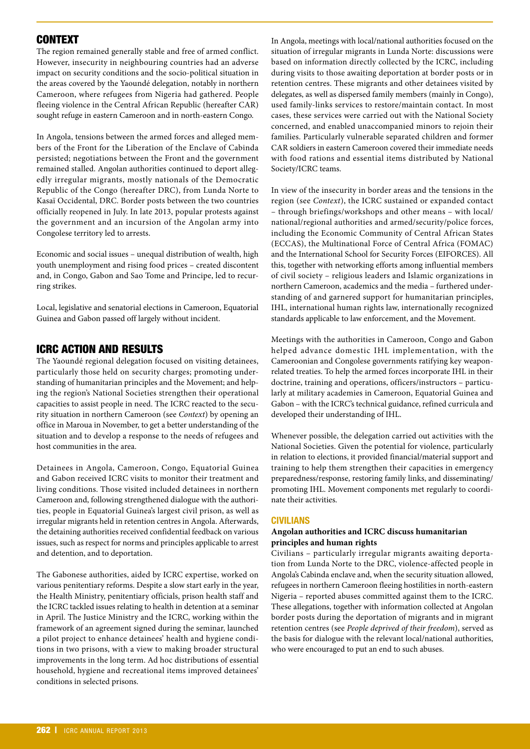## CONTEXT

The region remained generally stable and free of armed conflict. However, insecurity in neighbouring countries had an adverse impact on security conditions and the socio-political situation in the areas covered by the Yaoundé delegation, notably in northern Cameroon, where refugees from Nigeria had gathered. People fleeing violence in the Central African Republic (hereafter CAR) sought refuge in eastern Cameroon and in north-eastern Congo.

In Angola, tensions between the armed forces and alleged members of the Front for the Liberation of the Enclave of Cabinda persisted; negotiations between the Front and the government remained stalled. Angolan authorities continued to deport allegedly irregular migrants, mostly nationals of the Democratic Republic of the Congo (hereafter DRC), from Lunda Norte to Kasaï Occidental, DRC. Border posts between the two countries officially reopened in July. In late 2013, popular protests against the government and an incursion of the Angolan army into Congolese territory led to arrests.

Economic and social issues – unequal distribution of wealth, high youth unemployment and rising food prices – created discontent and, in Congo, Gabon and Sao Tome and Principe, led to recurring strikes.

Local, legislative and senatorial elections in Cameroon, Equatorial Guinea and Gabon passed off largely without incident.

## ICRC ACTION AND RESULTS

The Yaoundé regional delegation focused on visiting detainees, particularly those held on security charges; promoting understanding of humanitarian principles and the Movement; and helping the region's National Societies strengthen their operational capacities to assist people in need. The ICRC reacted to the security situation in northern Cameroon (see *Context*) by opening an office in Maroua in November, to get a better understanding of the situation and to develop a response to the needs of refugees and host communities in the area.

Detainees in Angola, Cameroon, Congo, Equatorial Guinea and Gabon received ICRC visits to monitor their treatment and living conditions. Those visited included detainees in northern Cameroon and, following strengthened dialogue with the authorities, people in Equatorial Guinea's largest civil prison, as well as irregular migrants held in retention centres in Angola. Afterwards, the detaining authorities received confidential feedback on various issues, such as respect for norms and principles applicable to arrest and detention, and to deportation.

The Gabonese authorities, aided by ICRC expertise, worked on various penitentiary reforms. Despite a slow start early in the year, the Health Ministry, penitentiary officials, prison health staff and the ICRC tackled issues relating to health in detention at a seminar in April. The Justice Ministry and the ICRC, working within the framework of an agreement signed during the seminar, launched a pilot project to enhance detainees' health and hygiene conditions in two prisons, with a view to making broader structural improvements in the long term. Ad hoc distributions of essential household, hygiene and recreational items improved detainees' conditions in selected prisons.

In Angola, meetings with local/national authorities focused on the situation of irregular migrants in Lunda Norte: discussions were based on information directly collected by the ICRC, including during visits to those awaiting deportation at border posts or in retention centres. These migrants and other detainees visited by delegates, as well as dispersed family members (mainly in Congo), used family-links services to restore/maintain contact. In most cases, these services were carried out with the National Society concerned, and enabled unaccompanied minors to rejoin their families. Particularly vulnerable separated children and former CAR soldiers in eastern Cameroon covered their immediate needs with food rations and essential items distributed by National Society/ICRC teams.

In view of the insecurity in border areas and the tensions in the region (see *Context*), the ICRC sustained or expanded contact – through briefings/workshops and other means – with local/national/regional authorities and armed/security/police forces, including the Economic Community of Central African States (ECCAS), the Multinational Force of Central Africa (FOMAC) and the International School for Security Forces (EIFORCES). All this, together with networking efforts among influential members of civil society – religious leaders and Islamic organizations in northern Cameroon, academics and the media – furthered understanding of and garnered support for humanitarian principles, IHL, international human rights law, internationally recognized standards applicable to law enforcement, and the Movement.

Meetings with the authorities in Cameroon, Congo and Gabon helped advance domestic IHL implementation, with the Cameroonian and Congolese governments ratifying key weapon-related treaties. To help the armed forces incorporate IHL in their doctrine, training and operations, officers/instructors – particularly at military academies in Cameroon, Equatorial Guinea and Gabon – with the ICRC's technical guidance, refined curricula and developed their understanding of IHL.

Whenever possible, the delegation carried out activities with the National Societies. Given the potential for violence, particularly in relation to elections, it provided financial/material support and training to help them strengthen their capacities in emergency preparedness/response, restoring family links, and disseminating/promoting IHL. Movement components met regularly to coordinate their activities.

### CIVILIANS

#### Angolan authorities and ICRC discuss humanitarian principles and human rights

Civilians – particularly irregular migrants awaiting deportation from Lunda Norte to the DRC, violence-affected people in Angola's Cabinda enclave and, when the security situation allowed, refugees in northern Cameroon fleeing hostilities in north-eastern Nigeria – reported abuses committed against them to the ICRC. These allegations, together with information collected at Angolan border posts during the deportation of migrants and in migrant retention centres (see *People deprived of their freedom*), served as the basis for dialogue with the relevant local/national authorities, who were encouraged to put an end to such abuses.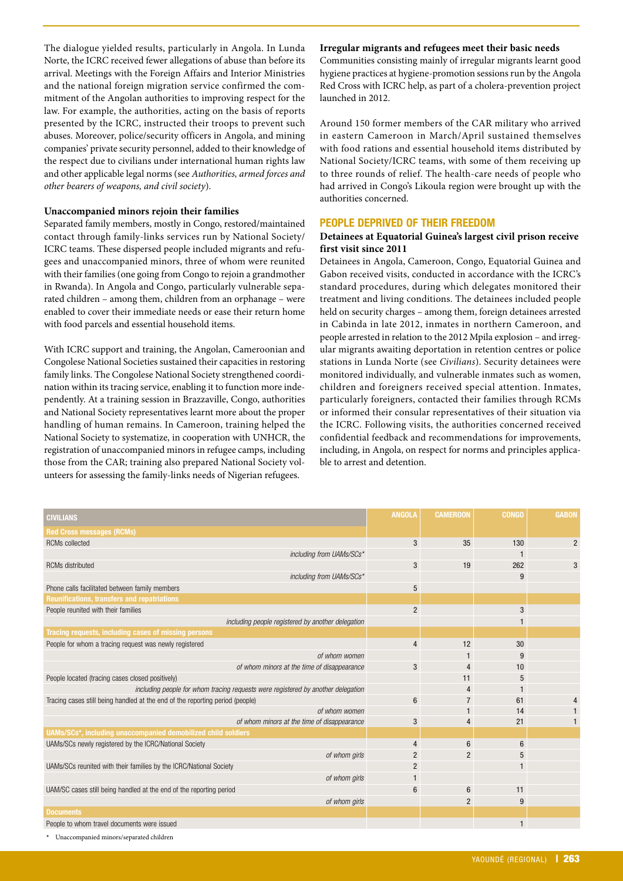The dialogue yielded results, particularly in Angola. In Lunda Norte, the ICRC received fewer allegations of abuse than before its arrival. Meetings with the Foreign Affairs and Interior Ministries and the national foreign migration service confirmed the commitment of the Angolan authorities to improving respect for the law. For example, the authorities, acting on the basis of reports presented by the ICRC, instructed their troops to prevent such abuses. Moreover, police/security officers in Angola, and mining companies' private security personnel, added to their knowledge of the respect due to civilians under international human rights law and other applicable legal norms (see *Authorities, armed forces and other bearers of weapons, and civil society*).

**Unaccompanied minors rejoin their families**

Separated family members, mostly in Congo, restored/maintained contact through family-links services run by National Society/ICRC teams. These dispersed people included migrants and refugees and unaccompanied minors, three of whom were reunited with their families (one going from Congo to rejoin a grandmother in Rwanda). In Angola and Congo, particularly vulnerable separated children – among them, children from an orphanage – were enabled to cover their immediate needs or ease their return home with food parcels and essential household items.

With ICRC support and training, the Angolan, Cameroonian and Congolese National Societies sustained their capacities in restoring family links. The Congolese National Society strengthened coordination within its tracing service, enabling it to function more independently. At a training session in Brazzaville, Congo, authorities and National Society representatives learnt more about the proper handling of human remains. In Cameroon, training helped the National Society to systematize, in cooperation with UNHCR, the registration of unaccompanied minors in refugee camps, including those from the CAR; training also prepared National Society volunteers for assessing the family-links needs of Nigerian refugees.

**Irregular migrants and refugees meet their basic needs**

Communities consisting mainly of irregular migrants learnt good hygiene practices at hygiene-promotion sessions run by the Angola Red Cross with ICRC help, as part of a cholera-prevention project launched in 2012.

Around 150 former members of the CAR military who arrived in eastern Cameroon in March/April sustained themselves with food rations and essential household items distributed by National Society/ICRC teams, with some of them receiving up to three rounds of relief. The health-care needs of people who had arrived in Congo's Likoula region were brought up with the authorities concerned.

## PEOPLE DEPRIVED OF THEIR FREEDOM

**Detainees at Equatorial Guinea's largest civil prison receive first visit since 2011**

Detainees in Angola, Cameroon, Congo, Equatorial Guinea and Gabon received visits, conducted in accordance with the ICRC's standard procedures, during which delegates monitored their treatment and living conditions. The detainees included people held on security charges – among them, foreign detainees arrested in Cabinda in late 2012, inmates in northern Cameroon, and people arrested in relation to the 2012 Mpila explosion – and irregular migrants awaiting deportation in retention centres or police stations in Lunda Norte (see *Civilians*). Security detainees were monitored individually, and vulnerable inmates such as women, children and foreigners received special attention. Inmates, particularly foreigners, contacted their families through RCMs or informed their consular representatives of their situation via the ICRC. Following visits, the authorities concerned received confidential feedback and recommendations for improvements, including, in Angola, on respect for norms and principles applicable to arrest and detention.

| CIVILIANS | ANGOLA | CAMEROON | CONGO | GABON |
|---|---|---|---|---|
| **Red Cross messages (RCMs)** | | | | |
| RCMs collected | 3 | 35 | 130 | 2 |
| *including from UAMs/SCs** | | | 1 | |
| RCMs distributed | 3 | 19 | 262 | 3 |
| *including from UAMs/SCs** | | | 9 | |
| Phone calls facilitated between family members | 5 | | | |
| **Reunifications, transfers and repatriations** | | | | |
| People reunited with their families | 2 | | 3 | |
| *including people registered by another delegation* | | | 1 | |
| **Tracing requests, including cases of missing persons** | | | | |
| People for whom a tracing request was newly registered | 4 | 12 | 30 | |
| *of whom women* | | 1 | 9 | |
| *of whom minors at the time of disappearance* | 3 | 4 | 10 | |
| People located (tracing cases closed positively) | | 11 | 5 | |
| *including people for whom tracing requests were registered by another delegation* | | 4 | 1 | |
| Tracing cases still being handled at the end of the reporting period (people) | 6 | 7 | 61 | 4 |
| *of whom women* | | 1 | 14 | 1 |
| *of whom minors at the time of disappearance* | 3 | 4 | 21 | 1 |
| **UAMs/SCs*, including unaccompanied demobilized child soldiers** | | | | |
| UAMs/SCs newly registered by the ICRC/National Society | 4 | 6 | 6 | |
| *of whom girls* | 2 | 2 | 5 | |
| UAMs/SCs reunited with their families by the ICRC/National Society | 2 | | 1 | |
| *of whom girls* | 1 | | | |
| UAM/SC cases still being handled at the end of the reporting period | 6 | 6 | 11 | |
| *of whom girls* | | 2 | 9 | |
| **Documents** | | | | |
| People to whom travel documents were issued | | | 1 | |

\* Unaccompanied minors/separated children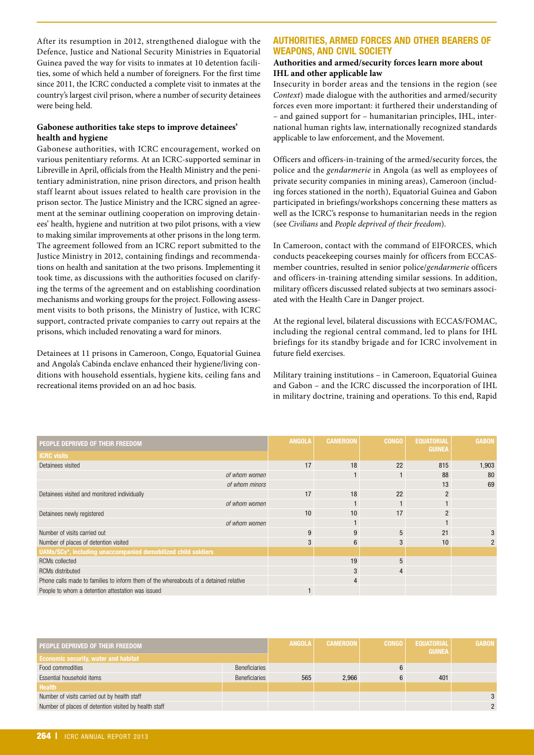After its resumption in 2012, strengthened dialogue with the Defence, Justice and National Security Ministries in Equatorial Guinea paved the way for visits to inmates at 10 detention facilities, some of which held a number of foreigners. For the first time since 2011, the ICRC conducted a complete visit to inmates at the country's largest civil prison, where a number of security detainees were being held.

**Gabonese authorities take steps to improve detainees' health and hygiene**

Gabonese authorities, with ICRC encouragement, worked on various penitentiary reforms. At an ICRC-supported seminar in Libreville in April, officials from the Health Ministry and the penitentiary administration, nine prison directors, and prison health staff learnt about issues related to health care provision in the prison sector. The Justice Ministry and the ICRC signed an agreement at the seminar outlining cooperation on improving detainees' health, hygiene and nutrition at two pilot prisons, with a view to making similar improvements at other prisons in the long term. The agreement followed from an ICRC report submitted to the Justice Ministry in 2012, containing findings and recommendations on health and sanitation at the two prisons. Implementing it took time, as discussions with the authorities focused on clarifying the terms of the agreement and on establishing coordination mechanisms and working groups for the project. Following assessment visits to both prisons, the Ministry of Justice, with ICRC support, contracted private companies to carry out repairs at the prisons, which included renovating a ward for minors.

Detainees at 11 prisons in Cameroon, Congo, Equatorial Guinea and Angola's Cabinda enclave enhanced their hygiene/living conditions with household essentials, hygiene kits, ceiling fans and recreational items provided on an ad hoc basis.

## AUTHORITIES, ARMED FORCES AND OTHER BEARERS OF WEAPONS, AND CIVIL SOCIETY

**Authorities and armed/security forces learn more about IHL and other applicable law**

Insecurity in border areas and the tensions in the region (see *Context*) made dialogue with the authorities and armed/security forces even more important: it furthered their understanding of – and gained support for – humanitarian principles, IHL, international human rights law, internationally recognized standards applicable to law enforcement, and the Movement.

Officers and officers-in-training of the armed/security forces, the police and the *gendarmerie* in Angola (as well as employees of private security companies in mining areas), Cameroon (including forces stationed in the north), Equatorial Guinea and Gabon participated in briefings/workshops concerning these matters as well as the ICRC's response to humanitarian needs in the region (see *Civilians* and *People deprived of their freedom*).

In Cameroon, contact with the command of EIFORCES, which conducts peacekeeping courses mainly for officers from ECCAS-member countries, resulted in senior police/*gendarmerie* officers and officers-in-training attending similar sessions. In addition, military officers discussed related subjects at two seminars associated with the Health Care in Danger project.

At the regional level, bilateral discussions with ECCAS/FOMAC, including the regional central command, led to plans for IHL briefings for its standby brigade and for ICRC involvement in future field exercises.

Military training institutions – in Cameroon, Equatorial Guinea and Gabon – and the ICRC discussed the incorporation of IHL in military doctrine, training and operations. To this end, Rapid

| PEOPLE DEPRIVED OF THEIR FREEDOM | ANGOLA | CAMEROON | CONGO | EQUATORIAL GUINEA | GABON |
|---|---|---|---|---|---|
| **ICRC visits** | | | | | |
| Detainees visited | 17 | 18 | 22 | 815 | 1,903 |
| *of whom women* | | 1 | 1 | 88 | 80 |
| *of whom minors* | | | | 13 | 69 |
| Detainees visited and monitored individually | 17 | 18 | 22 | 2 | |
| *of whom women* | | 1 | 1 | 1 | |
| Detainees newly registered | 10 | 10 | 17 | 2 | |
| *of whom women* | | 1 | | 1 | |
| Number of visits carried out | 9 | 9 | 5 | 21 | 3 |
| Number of places of detention visited | 3 | 6 | 3 | 10 | 2 |
| **UAMs/SCs\*, including unaccompanied demobilized child soldiers** | | | | | |
| RCMs collected | | 19 | 5 | | |
| RCMs distributed | | 3 | 4 | | |
| Phone calls made to families to inform them of the whereabouts of a detained relative | | 4 | | | |
| People to whom a detention attestation was issued | 1 | | | | |

| PEOPLE DEPRIVED OF THEIR FREEDOM | | ANGOLA | CAMEROON | CONGO | EQUATORIAL GUINEA | GABON |
|---|---|---|---|---|---|---|
| **Economic security, water and habitat** | | | | | | |
| Food commodities | Beneficiaries | | | 6 | | |
| Essential household items | Beneficiaries | 565 | 2,966 | 6 | 401 | |
| **Health** | | | | | | |
| Number of visits carried out by health staff | | | | | | 3 |
| Number of places of detention visited by health staff | | | | | | 2 |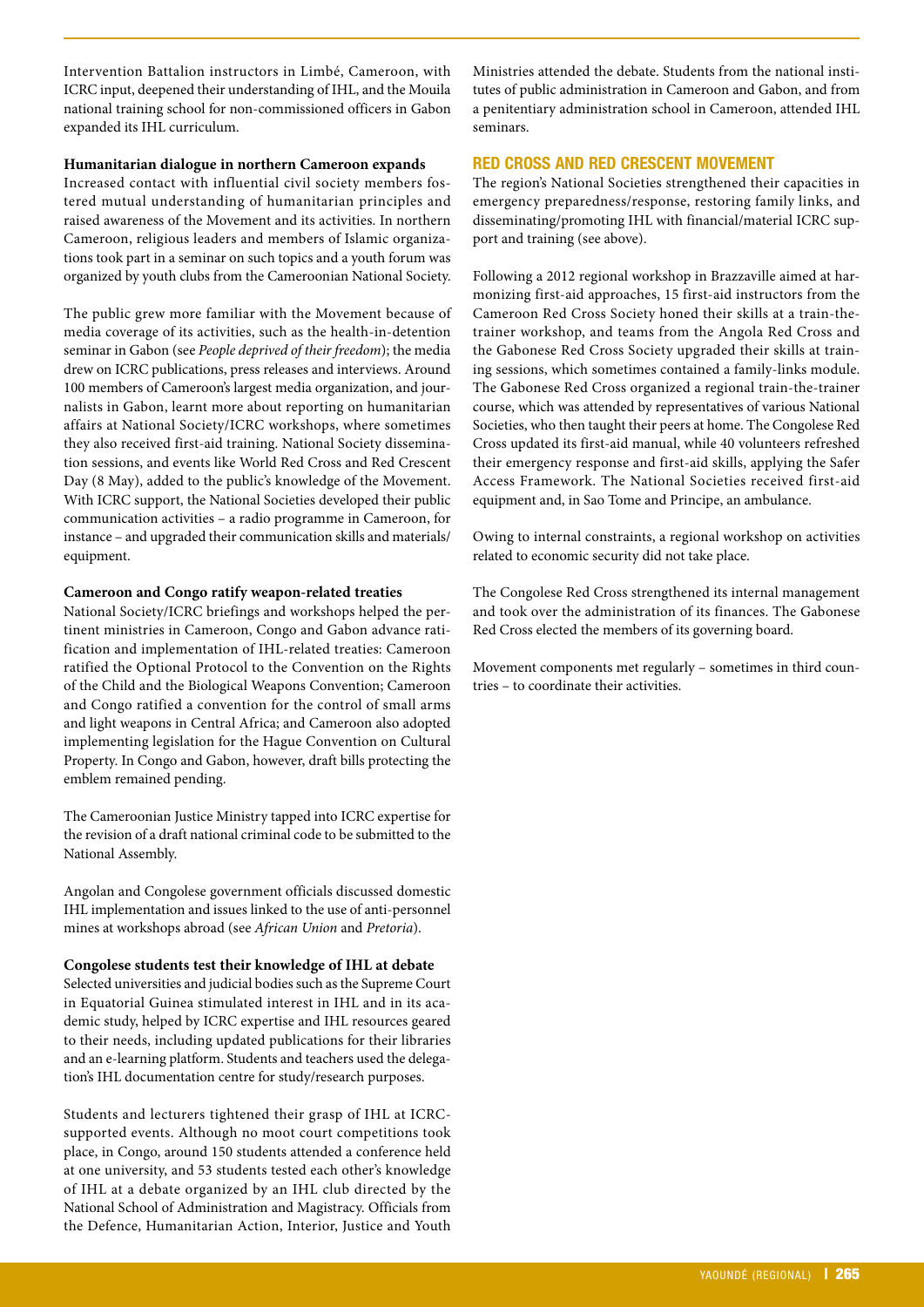Intervention Battalion instructors in Limbé, Cameroon, with ICRC input, deepened their understanding of IHL, and the Mouila national training school for non-commissioned officers in Gabon expanded its IHL curriculum.

**Humanitarian dialogue in northern Cameroon expands**

Increased contact with influential civil society members fostered mutual understanding of humanitarian principles and raised awareness of the Movement and its activities. In northern Cameroon, religious leaders and members of Islamic organizations took part in a seminar on such topics and a youth forum was organized by youth clubs from the Cameroonian National Society.

The public grew more familiar with the Movement because of media coverage of its activities, such as the health-in-detention seminar in Gabon (see *People deprived of their freedom*); the media drew on ICRC publications, press releases and interviews. Around 100 members of Cameroon's largest media organization, and journalists in Gabon, learnt more about reporting on humanitarian affairs at National Society/ICRC workshops, where sometimes they also received first-aid training. National Society dissemination sessions, and events like World Red Cross and Red Crescent Day (8 May), added to the public's knowledge of the Movement. With ICRC support, the National Societies developed their public communication activities – a radio programme in Cameroon, for instance – and upgraded their communication skills and materials/equipment.

**Cameroon and Congo ratify weapon-related treaties**

National Society/ICRC briefings and workshops helped the pertinent ministries in Cameroon, Congo and Gabon advance ratification and implementation of IHL-related treaties: Cameroon ratified the Optional Protocol to the Convention on the Rights of the Child and the Biological Weapons Convention; Cameroon and Congo ratified a convention for the control of small arms and light weapons in Central Africa; and Cameroon also adopted implementing legislation for the Hague Convention on Cultural Property. In Congo and Gabon, however, draft bills protecting the emblem remained pending.

The Cameroonian Justice Ministry tapped into ICRC expertise for the revision of a draft national criminal code to be submitted to the National Assembly.

Angolan and Congolese government officials discussed domestic IHL implementation and issues linked to the use of anti-personnel mines at workshops abroad (see *African Union* and *Pretoria*).

**Congolese students test their knowledge of IHL at debate**

Selected universities and judicial bodies such as the Supreme Court in Equatorial Guinea stimulated interest in IHL and in its academic study, helped by ICRC expertise and IHL resources geared to their needs, including updated publications for their libraries and an e-learning platform. Students and teachers used the delegation's IHL documentation centre for study/research purposes.

Students and lecturers tightened their grasp of IHL at ICRC-supported events. Although no moot court competitions took place, in Congo, around 150 students attended a conference held at one university, and 53 students tested each other's knowledge of IHL at a debate organized by an IHL club directed by the National School of Administration and Magistracy. Officials from the Defence, Humanitarian Action, Interior, Justice and Youth Ministries attended the debate. Students from the national institutes of public administration in Cameroon and Gabon, and from a penitentiary administration school in Cameroon, attended IHL seminars.

## RED CROSS AND RED CRESCENT MOVEMENT

The region's National Societies strengthened their capacities in emergency preparedness/response, restoring family links, and disseminating/promoting IHL with financial/material ICRC support and training (see above).

Following a 2012 regional workshop in Brazzaville aimed at harmonizing first-aid approaches, 15 first-aid instructors from the Cameroon Red Cross Society honed their skills at a train-the-trainer workshop, and teams from the Angola Red Cross and the Gabonese Red Cross Society upgraded their skills at training sessions, which sometimes contained a family-links module. The Gabonese Red Cross organized a regional train-the-trainer course, which was attended by representatives of various National Societies, who then taught their peers at home. The Congolese Red Cross updated its first-aid manual, while 40 volunteers refreshed their emergency response and first-aid skills, applying the Safer Access Framework. The National Societies received first-aid equipment and, in Sao Tome and Principe, an ambulance.

Owing to internal constraints, a regional workshop on activities related to economic security did not take place.

The Congolese Red Cross strengthened its internal management and took over the administration of its finances. The Gabonese Red Cross elected the members of its governing board.

Movement components met regularly – sometimes in third countries – to coordinate their activities.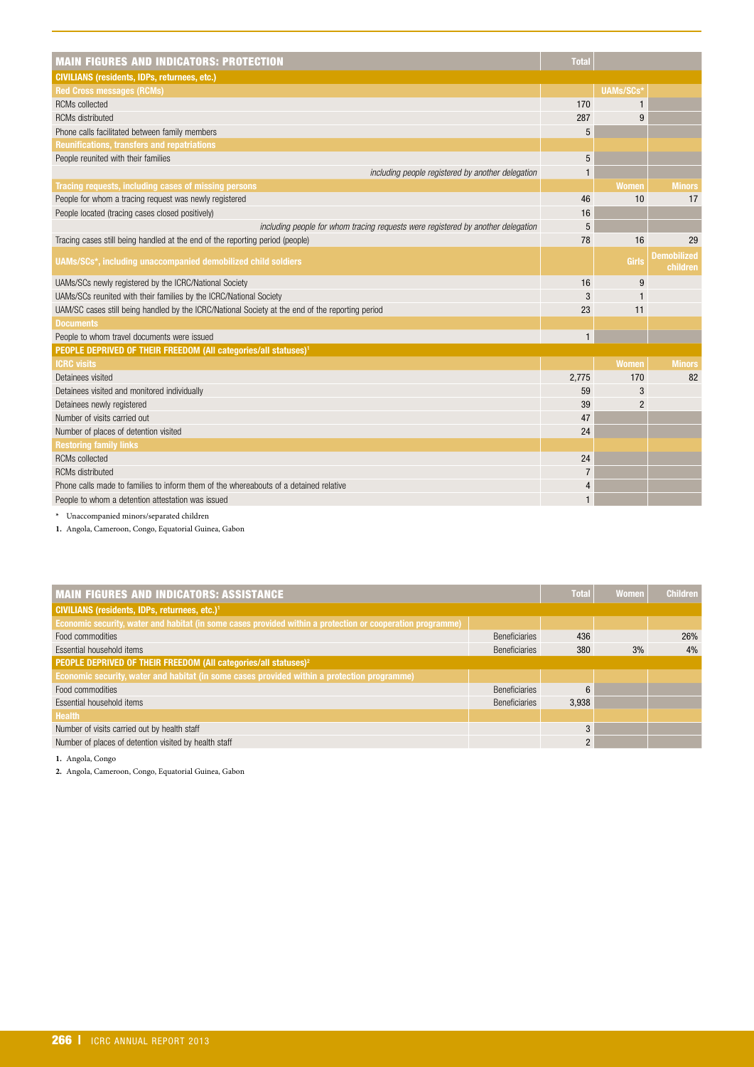| MAIN FIGURES AND INDICATORS: PROTECTION | Total | | |
|---|---|---|---|
| **CIVILIANS (residents, IDPs, returnees, etc.)** | | | |
| **Red Cross messages (RCMs)** | | UAMs/SCs* | |
| RCMs collected | 170 | 1 | |
| RCMs distributed | 287 | 9 | |
| Phone calls facilitated between family members | 5 | | |
| **Reunifications, transfers and repatriations** | | | |
| People reunited with their families | 5 | | |
| *including people registered by another delegation* | 1 | | |
| **Tracing requests, including cases of missing persons** | | Women | Minors |
| People for whom a tracing request was newly registered | 46 | 10 | 17 |
| People located (tracing cases closed positively) | 16 | | |
| *including people for whom tracing requests were registered by another delegation* | 5 | | |
| Tracing cases still being handled at the end of the reporting period (people) | 78 | 16 | 29 |
| **UAMs/SCs*, including unaccompanied demobilized child soldiers** | | Girls | Demobilized children |
| UAMs/SCs newly registered by the ICRC/National Society | 16 | 9 | |
| UAMs/SCs reunited with their families by the ICRC/National Society | 3 | 1 | |
| UAM/SC cases still being handled by the ICRC/National Society at the end of the reporting period | 23 | 11 | |
| **Documents** | | | |
| People to whom travel documents were issued | 1 | | |
| **PEOPLE DEPRIVED OF THEIR FREEDOM (All categories/all statuses)[1]** | | | |
| **ICRC visits** | | Women | Minors |
| Detainees visited | 2,775 | 170 | 82 |
| Detainees visited and monitored individually | 59 | 3 | |
| Detainees newly registered | 39 | 2 | |
| Number of visits carried out | 47 | | |
| Number of places of detention visited | 24 | | |
| **Restoring family links** | | | |
| RCMs collected | 24 | | |
| RCMs distributed | 7 | | |
| Phone calls made to families to inform them of the whereabouts of a detained relative | 4 | | |
| People to whom a detention attestation was issued | 1 | | |

\* Unaccompanied minors/separated children

1. Angola, Cameroon, Congo, Equatorial Guinea, Gabon

| MAIN FIGURES AND INDICATORS: ASSISTANCE | | Total | Women | Children |
|---|---|---|---|---|
| **CIVILIANS (residents, IDPs, returnees, etc.)[1]** | | | | |
| **Economic security, water and habitat (in some cases provided within a protection or cooperation programme)** | | | | |
| Food commodities | Beneficiaries | 436 | | 26% |
| Essential household items | Beneficiaries | 380 | 3% | 4% |
| **PEOPLE DEPRIVED OF THEIR FREEDOM (All categories/all statuses)[2]** | | | | |
| **Economic security, water and habitat (in some cases provided within a protection programme)** | | | | |
| Food commodities | Beneficiaries | 6 | | |
| Essential household items | Beneficiaries | 3,938 | | |
| **Health** | | | | |
| Number of visits carried out by health staff | | 3 | | |
| Number of places of detention visited by health staff | | 2 | | |

1. Angola, Congo

2. Angola, Cameroon, Congo, Equatorial Guinea, Gabon